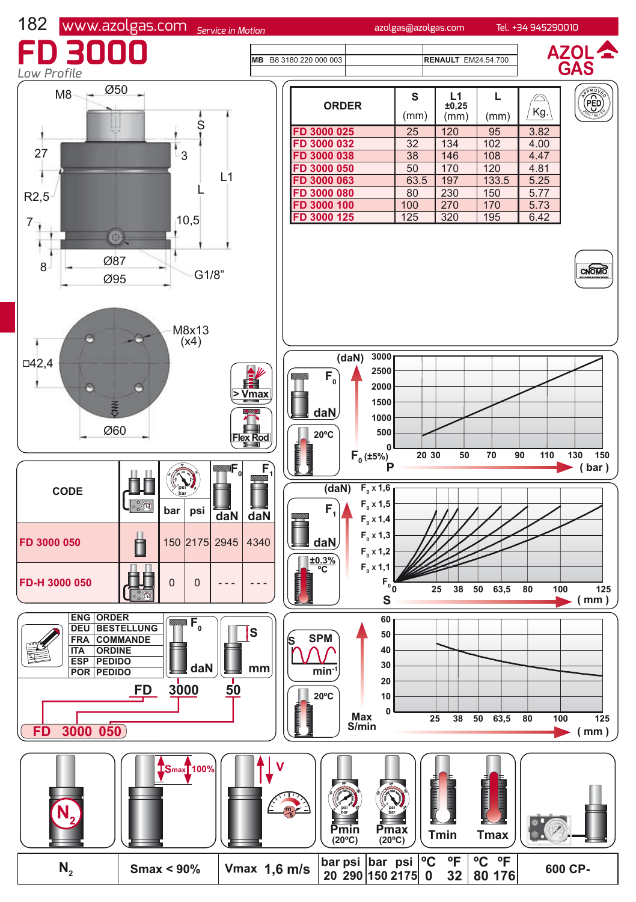# FD 3000

*Low Profile*

| MB B8 3180 220 000 003 | RENAULT EM24.54.700 |
|---|---|

AZOL GAS

M8 Ø50 S 27 3 L1 L R2,5 7 10,5 8 Ø87 Ø95 G1/8" M8x13 (x4) □42,4 Ø60

> Vmax

Flex Rod

| ORDER | S (mm) | L1 ±0,25 (mm) | L (mm) | Kg. |
|---|---|---|---|---|
| FD 3000 025 | 25 | 120 | 95 | 3.82 |
| FD 3000 032 | 32 | 134 | 102 | 4.00 |
| FD 3000 038 | 38 | 146 | 108 | 4.47 |
| FD 3000 050 | 50 | 170 | 120 | 4.81 |
| FD 3000 063 | 63.5 | 197 | 133.5 | 5.25 |
| FD 3000 080 | 80 | 230 | 150 | 5.77 |
| FD 3000 100 | 100 | 270 | 170 | 5.73 |
| FD 3000 125 | 125 | 320 | 195 | 6.42 |

PED CNOMO

| CODE | | bar | psi | $F_0$ daN | $F_1$ daN |
|---|---|---|---|---|---|
| FD 3000 050 | | 150 | 2175 | 2945 | 4340 |
| FD-H 3000 050 | | 0 | 0 | - - - | - - - |

| | |
|---|---|
| ENG | ORDER |
| DEU | BESTELLUNG |
| FRA | COMMANDE |
| ITA | ORDINE |
| ESP | PEDIDO |
| POR | PEDIDO |

$F_0$ daN — S mm

FD 3000 50

FD 3000 050

(daN) $F_0$ daN 20ºC $F_0$ (±5%) P ( bar ) — 3000, 2500, 2000, 1500, 1000, 500, 0 / 20 30 50 70 90 110 130 150

(daN) $F_1$ daN ±0.3% ºC — $F_0$ x 1,6; $F_0$ x 1,5; $F_0$ x 1,4; $F_0$ x 1,3; $F_0$ x 1,2; $F_0$ x 1,1; $F_0$ — 0 25 38 50 63,5 80 100 125 S ( mm )

S SPM min⁻¹ 20ºC Max S/min — 60, 50, 40, 30, 20, 10, 0 / 25 38 50 63,5 80 100 125 ( mm )

Smax 100% V Pmin (20ºC) Pmax (20ºC) Tmin Tmax

| $N_2$ | Smax < 90% | Vmax 1,6 m/s | bar psi 20 290 | bar psi 150 2175 | ºC ºF 0 32 | ºC ºF 80 176 | 600 CP- |
|---|---|---|---|---|---|---|---|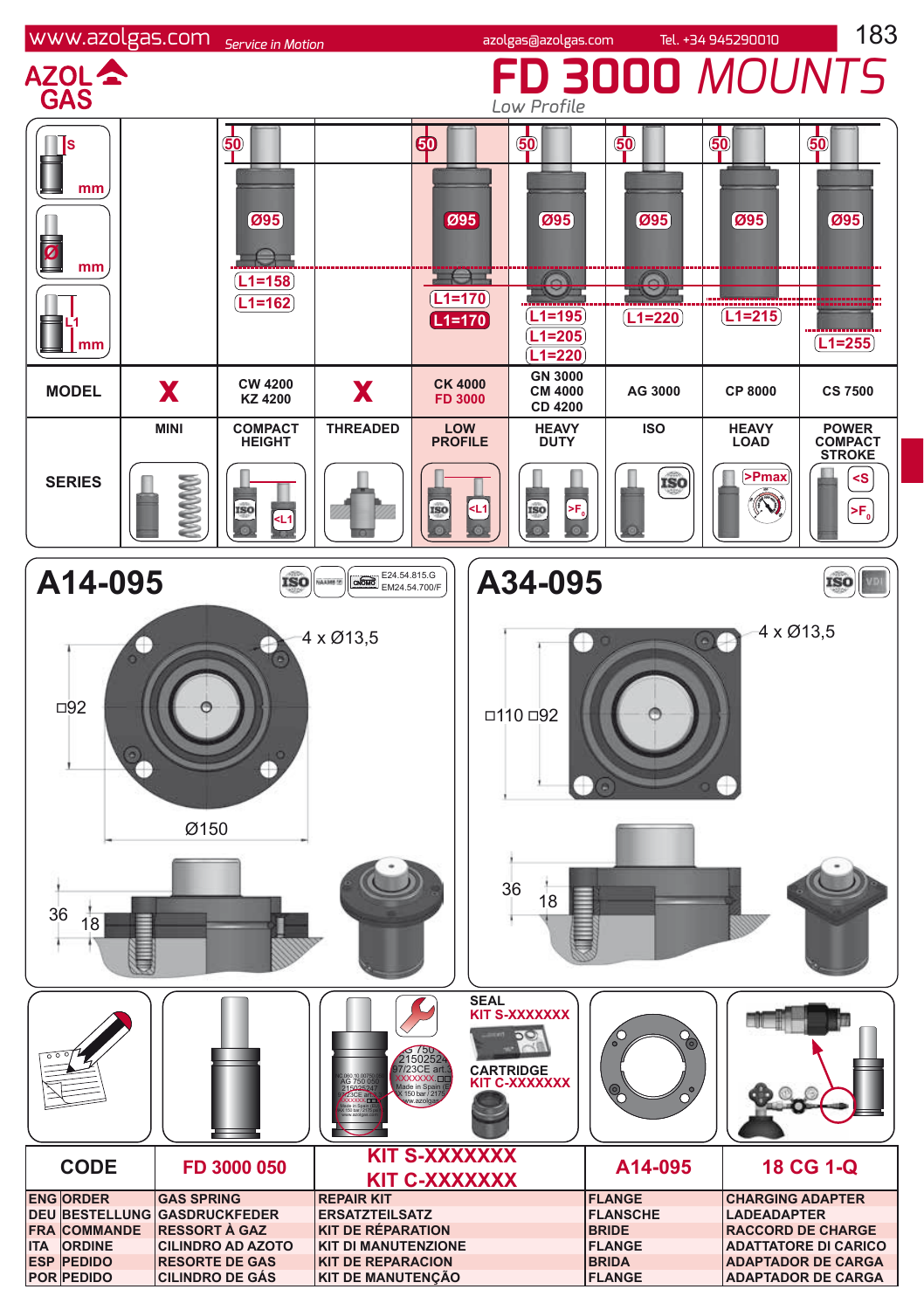# FD 3000 MOUNTS

Low Profile

| | | | | | | | | |
|---|---|---|---|---|---|---|---|---|
| s mm | 50 | | 50 | 50 | 50 | 50 | 50 |
| Ø mm | Ø95 | | Ø95 | Ø95 | Ø95 | Ø95 | Ø95 |
| L1 mm | L1=158<br>L1=162 | | L1=170<br>L1=170 | L1=195<br>L1=205<br>L1=220 | L1=220 | L1=215 | L1=255 |
| **MODEL** | X | CW 4200<br>KZ 4200 | X | CK 4000<br>FD 3000 | GN 3000<br>CM 4000<br>CD 4200 | AG 3000 | CP 8000 | CS 7500 |
| **SERIES** | MINI | COMPACT HEIGHT | THREADED | LOW PROFILE | HEAVY DUTY | ISO | HEAVY LOAD | POWER COMPACT STROKE |

## A14-095

E24.54.815.G
EM24.54.700/F

4 x Ø13,5

□92

Ø150

36

18

## A34-095

4 x Ø13,5

□110 □92

36

18

SEAL
KIT S-XXXXXXX

CARTRIDGE
KIT C-XXXXXXX

| CODE | FD 3000 050 | KIT S-XXXXXXX<br>KIT C-XXXXXXX | A14-095 | 18 CG 1-Q |
|---|---|---|---|---|
| ENG ORDER | GAS SPRING | REPAIR KIT | FLANGE | CHARGING ADAPTER |
| DEU BESTELLUNG | GASDRUCKFEDER | ERSATZTEILSATZ | FLANSCHE | LADEADAPTER |
| FRA COMMANDE | RESSORT À GAZ | KIT DE RÉPARATION | BRIDE | RACCORD DE CHARGE |
| ITA ORDINE | CILINDRO AD AZOTO | KIT DI MANUTENZIONE | FLANGE | ADATTATORE DI CARICO |
| ESP PEDIDO | RESORTE DE GAS | KIT DE REPARACION | BRIDA | ADAPTADOR DE CARGA |
| POR PEDIDO | CILINDRO DE GÁS | KIT DE MANUTENÇÃO | FLANGE | ADAPTADOR DE CARGA |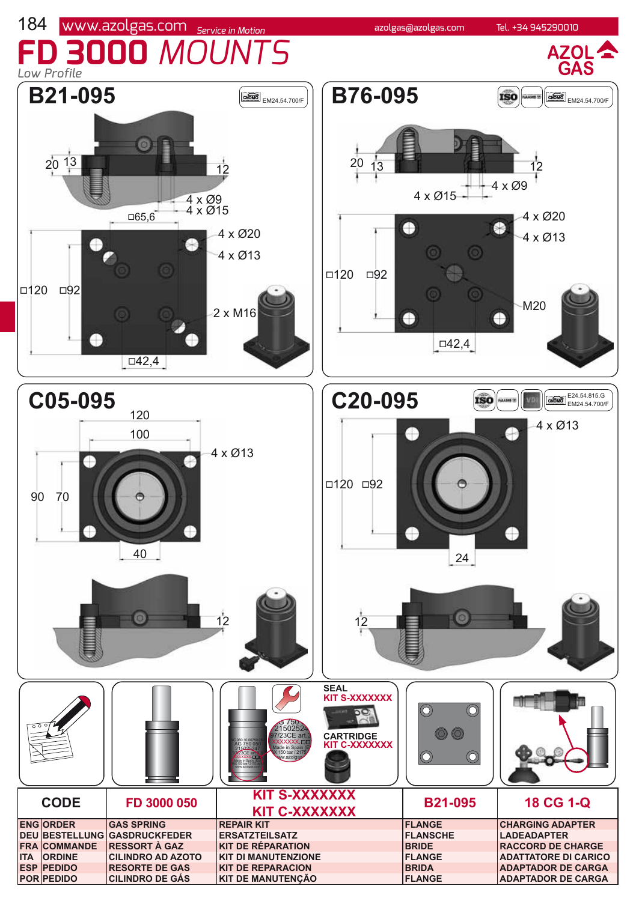# FD 3000 *MOUNTS*

*Low Profile*

## B21-095

EM24.54.700/F

20 13 12

4 x Ø9
4 x Ø15

□65,6

4 x Ø20
4 x Ø13

□120 □92

2 x M16

□42,4

## B76-095

EM24.54.700/F

20 13 12

4 x Ø9
4 x Ø15

4 x Ø20
4 x Ø13

□120 □92

M20

□42,4

## C05-095

120
100

4 x Ø13

90 70

40

12

## C20-095

E24.54.815.G
EM24.54.700/F

4 x Ø13

□120 □92

24

12

SEAL
KIT S-XXXXXXX

CARTRIDGE
KIT C-XXXXXXX

| CODE | FD 3000 050 | KIT S-XXXXXXX KIT C-XXXXXXX | B21-095 | 18 CG 1-Q |
|---|---|---|---|---|
| ENG ORDER | GAS SPRING | REPAIR KIT | FLANGE | CHARGING ADAPTER |
| DEU BESTELLUNG | GASDRUCKFEDER | ERSATZTEILSATZ | FLANSCHE | LADEADAPTER |
| FRA COMMANDE | RESSORT À GAZ | KIT DE RÉPARATION | BRIDE | RACCORD DE CHARGE |
| ITA ORDINE | CILINDRO AD AZOTO | KIT DI MANUTENZIONE | FLANGE | ADATTATORE DI CARICO |
| ESP PEDIDO | RESORTE DE GAS | KIT DE REPARACION | BRIDA | ADAPTADOR DE CARGA |
| POR PEDIDO | CILINDRO DE GÁS | KIT DE MANUTENÇÃO | FLANGE | ADAPTADOR DE CARGA |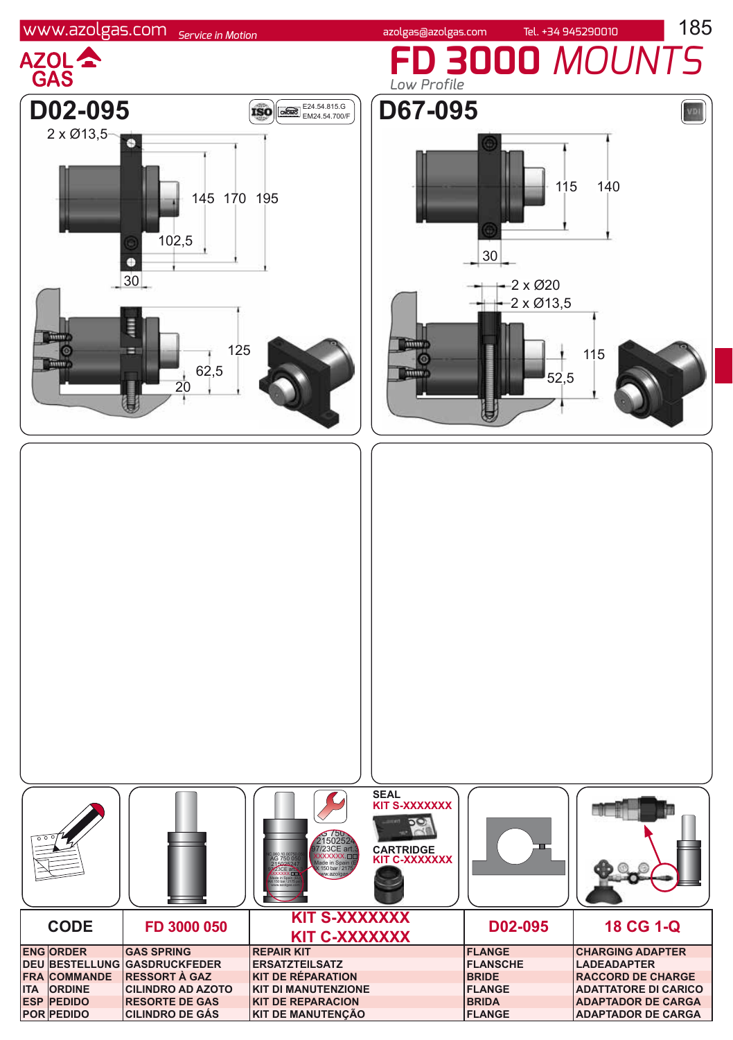# FD 3000 MOUNTS

Low Profile

## D02-095

2 x Ø13,5

145 170 195

102,5

30

125

62,5

20

## D67-095

115 140

30

2 x Ø20

2 x Ø13,5

115

52,5

SEAL
KIT S-XXXXXXX

CARTRIDGE
KIT C-XXXXXXX

| CODE | FD 3000 050 | KIT S-XXXXXXX<br>KIT C-XXXXXXX | D02-095 | 18 CG 1-Q |
|---|---|---|---|---|
| ENG ORDER | GAS SPRING | REPAIR KIT | FLANGE | CHARGING ADAPTER |
| DEU BESTELLUNG | GASDRUCKFEDER | ERSATZTEILSATZ | FLANSCHE | LADEADAPTER |
| FRA COMMANDE | RESSORT À GAZ | KIT DE RÉPARATION | BRIDE | RACCORD DE CHARGE |
| ITA ORDINE | CILINDRO AD AZOTO | KIT DI MANUTENZIONE | FLANGE | ADATTATORE DI CARICO |
| ESP PEDIDO | RESORTE DE GAS | KIT DE REPARACION | BRIDA | ADAPTADOR DE CARGA |
| POR PEDIDO | CILINDRO DE GÁS | KIT DE MANUTENÇÃO | FLANGE | ADAPTADOR DE CARGA |